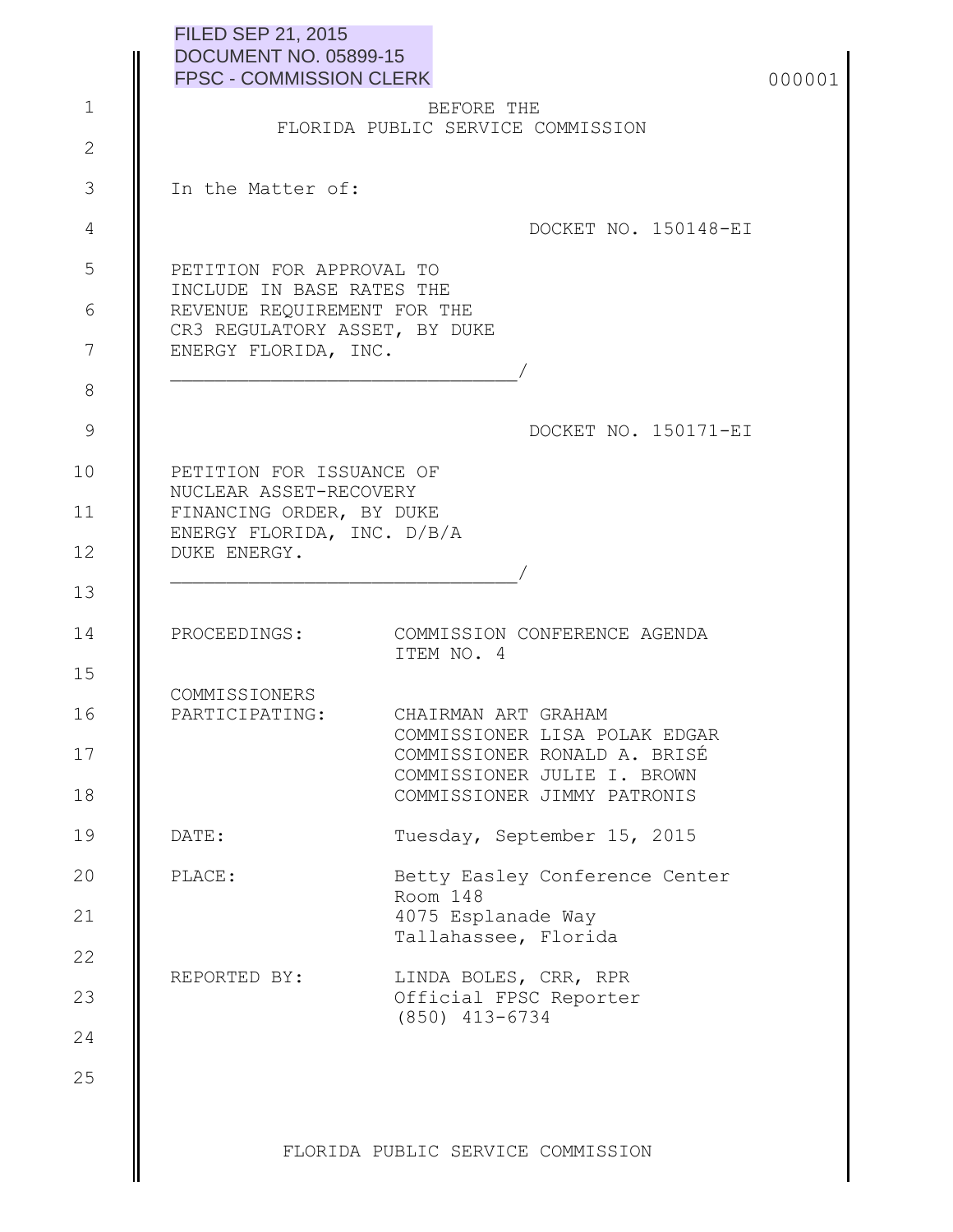FILED SEP 21, 2015
DOCUMENT NO. 05899-15
FPSC - COMMISSION CLERK

000001

BEFORE THE
FLORIDA PUBLIC SERVICE COMMISSION

In the Matter of:

DOCKET NO. 150148-EI

PETITION FOR APPROVAL TO INCLUDE IN BASE RATES THE REVENUE REQUIREMENT FOR THE CR3 REGULATORY ASSET, BY DUKE ENERGY FLORIDA, INC.
______________________________/

DOCKET NO. 150171-EI

PETITION FOR ISSUANCE OF NUCLEAR ASSET-RECOVERY FINANCING ORDER, BY DUKE ENERGY FLORIDA, INC. D/B/A DUKE ENERGY.
______________________________/

PROCEEDINGS: COMMISSION CONFERENCE AGENDA ITEM NO. 4

COMMISSIONERS PARTICIPATING: CHAIRMAN ART GRAHAM
COMMISSIONER LISA POLAK EDGAR
COMMISSIONER RONALD A. BRISÉ
COMMISSIONER JULIE I. BROWN
COMMISSIONER JIMMY PATRONIS

DATE: Tuesday, September 15, 2015

PLACE: Betty Easley Conference Center
Room 148
4075 Esplanade Way
Tallahassee, Florida

REPORTED BY: LINDA BOLES, CRR, RPR
Official FPSC Reporter
(850) 413-6734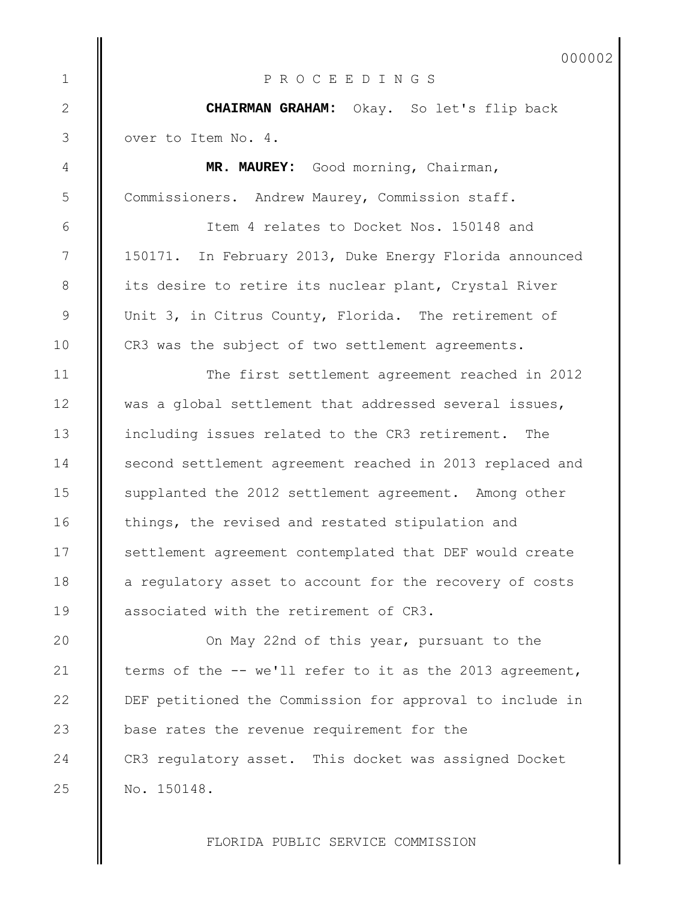P R O C E E D I N G S

**CHAIRMAN GRAHAM:** Okay. So let's flip back over to Item No. 4.

**MR. MAUREY:** Good morning, Chairman, Commissioners. Andrew Maurey, Commission staff.

Item 4 relates to Docket Nos. 150148 and 150171. In February 2013, Duke Energy Florida announced its desire to retire its nuclear plant, Crystal River Unit 3, in Citrus County, Florida. The retirement of CR3 was the subject of two settlement agreements.

The first settlement agreement reached in 2012 was a global settlement that addressed several issues, including issues related to the CR3 retirement. The second settlement agreement reached in 2013 replaced and supplanted the 2012 settlement agreement. Among other things, the revised and restated stipulation and settlement agreement contemplated that DEF would create a regulatory asset to account for the recovery of costs associated with the retirement of CR3.

On May 22nd of this year, pursuant to the terms of the -- we'll refer to it as the 2013 agreement, DEF petitioned the Commission for approval to include in base rates the revenue requirement for the CR3 regulatory asset. This docket was assigned Docket No. 150148.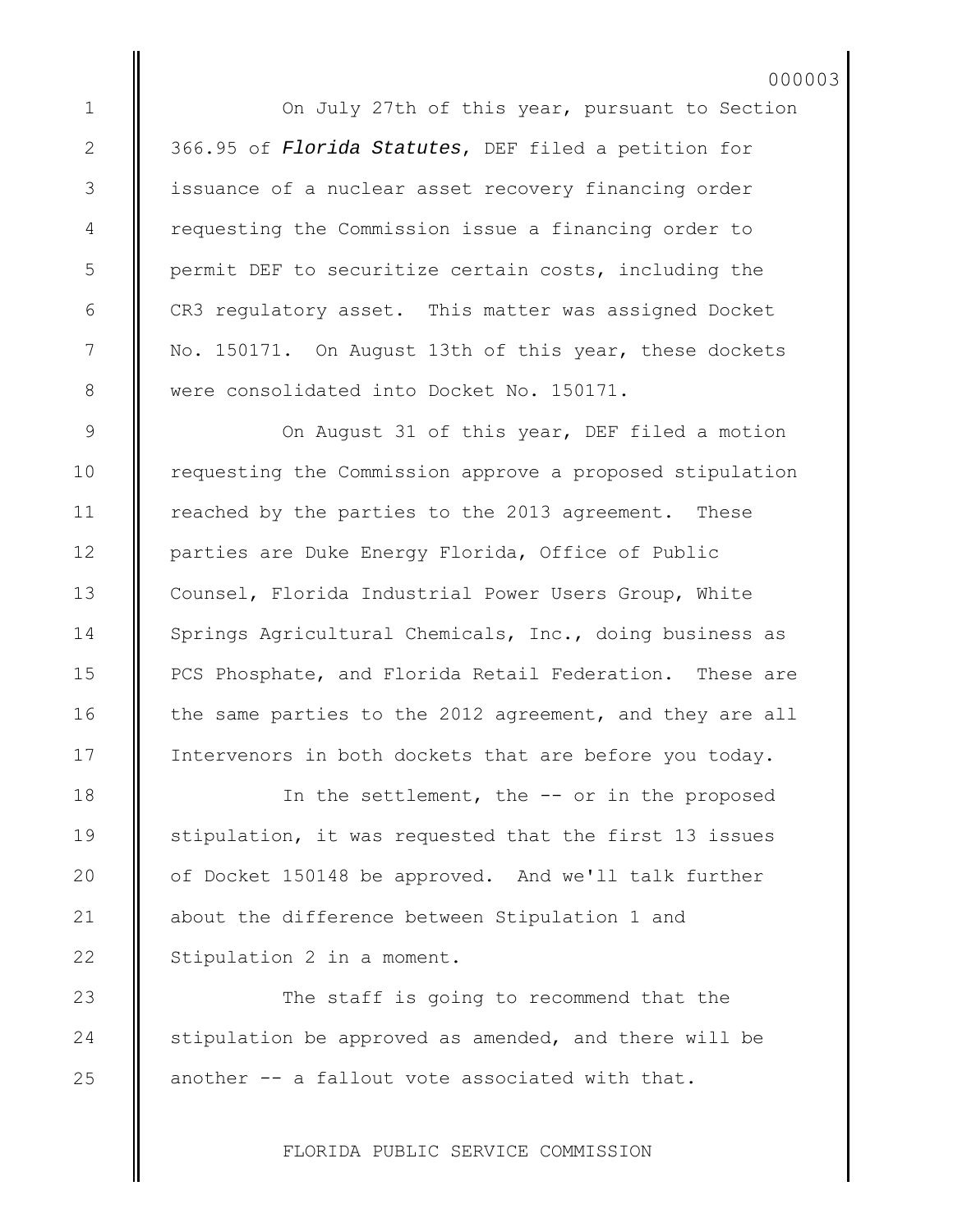On July 27th of this year, pursuant to Section 366.95 of *Florida Statutes*, DEF filed a petition for issuance of a nuclear asset recovery financing order requesting the Commission issue a financing order to permit DEF to securitize certain costs, including the CR3 regulatory asset. This matter was assigned Docket No. 150171. On August 13th of this year, these dockets were consolidated into Docket No. 150171.

On August 31 of this year, DEF filed a motion requesting the Commission approve a proposed stipulation reached by the parties to the 2013 agreement. These parties are Duke Energy Florida, Office of Public Counsel, Florida Industrial Power Users Group, White Springs Agricultural Chemicals, Inc., doing business as PCS Phosphate, and Florida Retail Federation. These are the same parties to the 2012 agreement, and they are all Intervenors in both dockets that are before you today.

In the settlement, the -- or in the proposed stipulation, it was requested that the first 13 issues of Docket 150148 be approved. And we'll talk further about the difference between Stipulation 1 and Stipulation 2 in a moment.

The staff is going to recommend that the stipulation be approved as amended, and there will be another -- a fallout vote associated with that.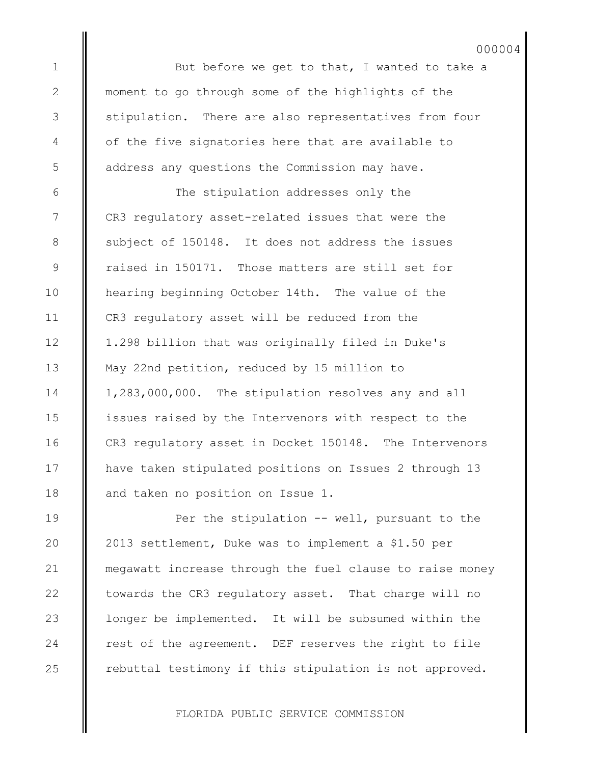But before we get to that, I wanted to take a moment to go through some of the highlights of the stipulation. There are also representatives from four of the five signatories here that are available to address any questions the Commission may have.

The stipulation addresses only the CR3 regulatory asset-related issues that were the subject of 150148. It does not address the issues raised in 150171. Those matters are still set for hearing beginning October 14th. The value of the CR3 regulatory asset will be reduced from the 1.298 billion that was originally filed in Duke's May 22nd petition, reduced by 15 million to 1,283,000,000. The stipulation resolves any and all issues raised by the Intervenors with respect to the CR3 regulatory asset in Docket 150148. The Intervenors have taken stipulated positions on Issues 2 through 13 and taken no position on Issue 1.

Per the stipulation -- well, pursuant to the 2013 settlement, Duke was to implement a $1.50 per megawatt increase through the fuel clause to raise money towards the CR3 regulatory asset. That charge will no longer be implemented. It will be subsumed within the rest of the agreement. DEF reserves the right to file rebuttal testimony if this stipulation is not approved.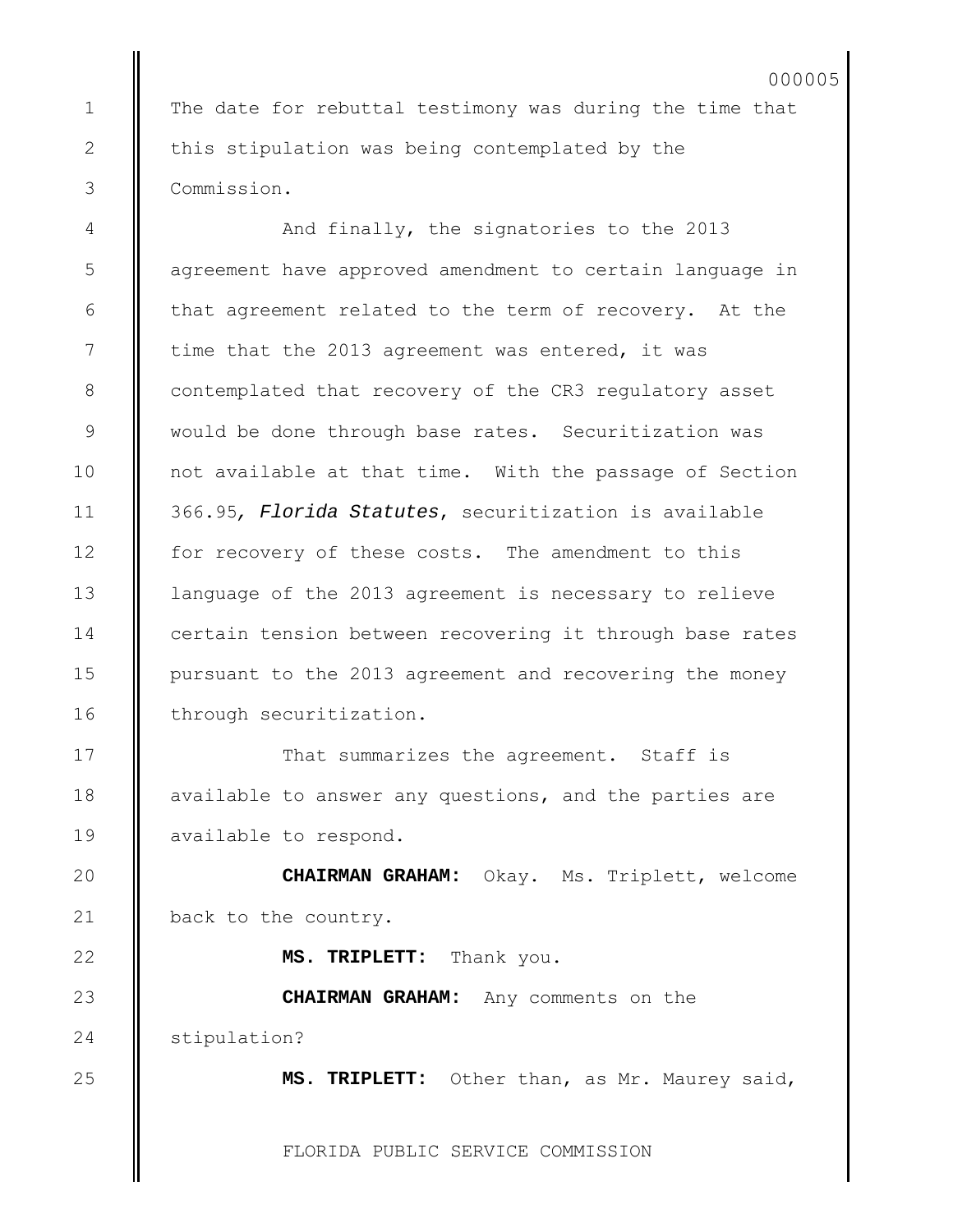The date for rebuttal testimony was during the time that this stipulation was being contemplated by the Commission.

And finally, the signatories to the 2013 agreement have approved amendment to certain language in that agreement related to the term of recovery. At the time that the 2013 agreement was entered, it was contemplated that recovery of the CR3 regulatory asset would be done through base rates. Securitization was not available at that time. With the passage of Section 366.95, *Florida Statutes*, securitization is available for recovery of these costs. The amendment to this language of the 2013 agreement is necessary to relieve certain tension between recovering it through base rates pursuant to the 2013 agreement and recovering the money through securitization.

That summarizes the agreement. Staff is available to answer any questions, and the parties are available to respond.

**CHAIRMAN GRAHAM:** Okay. Ms. Triplett, welcome back to the country.

**MS. TRIPLETT:** Thank you.

**CHAIRMAN GRAHAM:** Any comments on the stipulation?

**MS. TRIPLETT:** Other than, as Mr. Maurey said,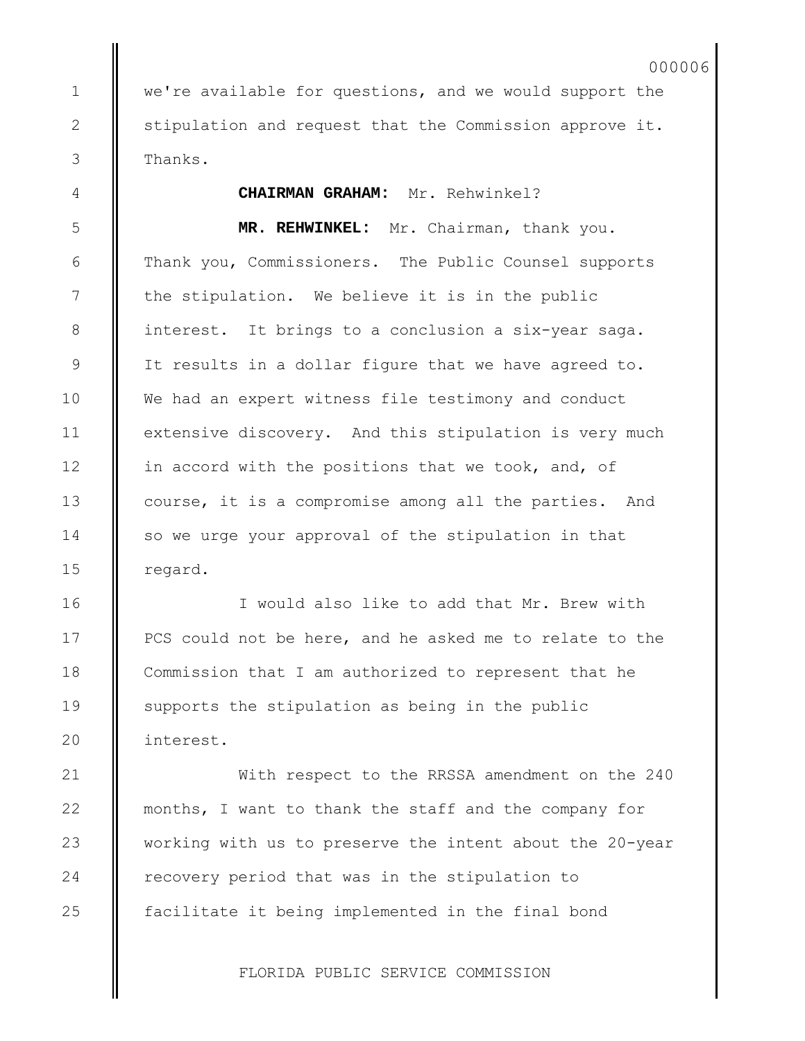we're available for questions, and we would support the stipulation and request that the Commission approve it. Thanks.

**CHAIRMAN GRAHAM:** Mr. Rehwinkel?

**MR. REHWINKEL:** Mr. Chairman, thank you. Thank you, Commissioners. The Public Counsel supports the stipulation. We believe it is in the public interest. It brings to a conclusion a six-year saga. It results in a dollar figure that we have agreed to. We had an expert witness file testimony and conduct extensive discovery. And this stipulation is very much in accord with the positions that we took, and, of course, it is a compromise among all the parties. And so we urge your approval of the stipulation in that regard.

I would also like to add that Mr. Brew with PCS could not be here, and he asked me to relate to the Commission that I am authorized to represent that he supports the stipulation as being in the public interest.

With respect to the RRSSA amendment on the 240 months, I want to thank the staff and the company for working with us to preserve the intent about the 20-year recovery period that was in the stipulation to facilitate it being implemented in the final bond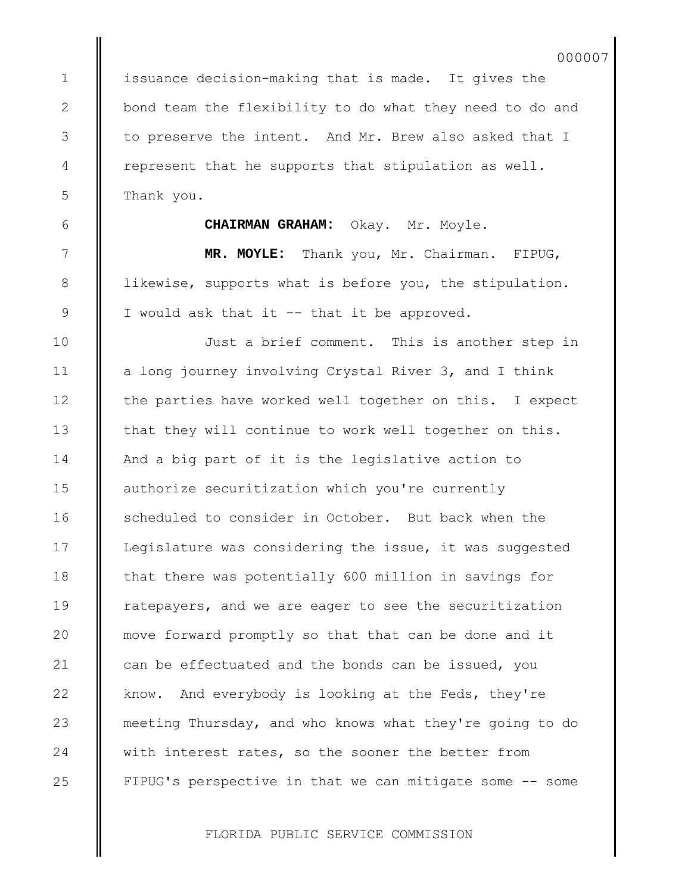issuance decision-making that is made. It gives the bond team the flexibility to do what they need to do and to preserve the intent. And Mr. Brew also asked that I represent that he supports that stipulation as well. Thank you.

**CHAIRMAN GRAHAM:** Okay. Mr. Moyle.

**MR. MOYLE:** Thank you, Mr. Chairman. FIPUG, likewise, supports what is before you, the stipulation. I would ask that it -- that it be approved.

Just a brief comment. This is another step in a long journey involving Crystal River 3, and I think the parties have worked well together on this. I expect that they will continue to work well together on this. And a big part of it is the legislative action to authorize securitization which you're currently scheduled to consider in October. But back when the Legislature was considering the issue, it was suggested that there was potentially 600 million in savings for ratepayers, and we are eager to see the securitization move forward promptly so that that can be done and it can be effectuated and the bonds can be issued, you know. And everybody is looking at the Feds, they're meeting Thursday, and who knows what they're going to do with interest rates, so the sooner the better from FIPUG's perspective in that we can mitigate some -- some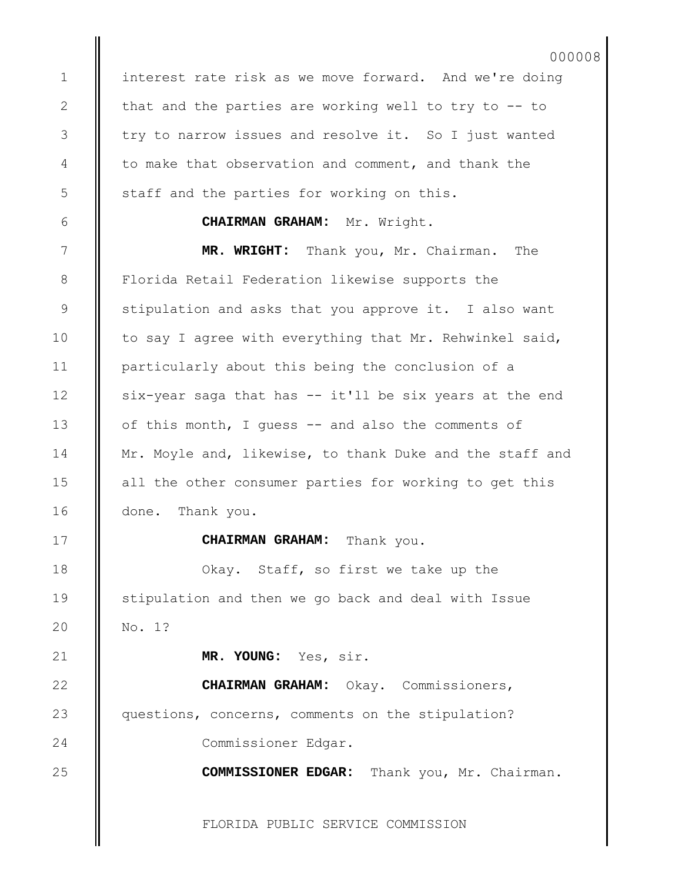interest rate risk as we move forward. And we're doing that and the parties are working well to try to -- to try to narrow issues and resolve it. So I just wanted to make that observation and comment, and thank the staff and the parties for working on this.

**CHAIRMAN GRAHAM:** Mr. Wright.

**MR. WRIGHT:** Thank you, Mr. Chairman. The Florida Retail Federation likewise supports the stipulation and asks that you approve it. I also want to say I agree with everything that Mr. Rehwinkel said, particularly about this being the conclusion of a six-year saga that has -- it'll be six years at the end of this month, I guess -- and also the comments of Mr. Moyle and, likewise, to thank Duke and the staff and all the other consumer parties for working to get this done. Thank you.

**CHAIRMAN GRAHAM:** Thank you.

Okay. Staff, so first we take up the stipulation and then we go back and deal with Issue No. 1?

**MR. YOUNG:** Yes, sir.

**CHAIRMAN GRAHAM:** Okay. Commissioners, questions, concerns, comments on the stipulation?

Commissioner Edgar.

**COMMISSIONER EDGAR:** Thank you, Mr. Chairman.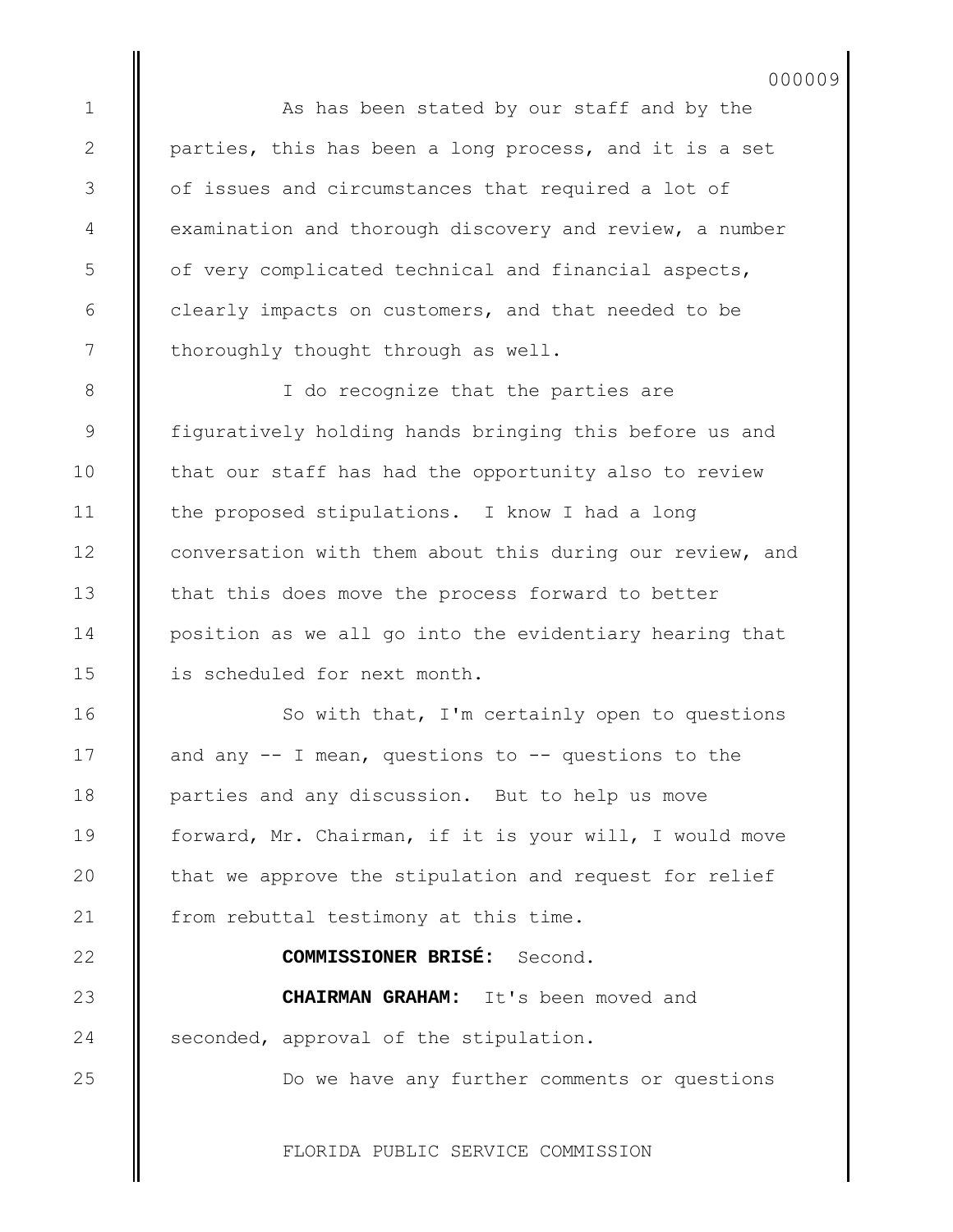As has been stated by our staff and by the parties, this has been a long process, and it is a set of issues and circumstances that required a lot of examination and thorough discovery and review, a number of very complicated technical and financial aspects, clearly impacts on customers, and that needed to be thoroughly thought through as well.

I do recognize that the parties are figuratively holding hands bringing this before us and that our staff has had the opportunity also to review the proposed stipulations. I know I had a long conversation with them about this during our review, and that this does move the process forward to better position as we all go into the evidentiary hearing that is scheduled for next month.

So with that, I'm certainly open to questions and any -- I mean, questions to -- questions to the parties and any discussion. But to help us move forward, Mr. Chairman, if it is your will, I would move that we approve the stipulation and request for relief from rebuttal testimony at this time.

**COMMISSIONER BRISÉ:** Second.

**CHAIRMAN GRAHAM:** It's been moved and seconded, approval of the stipulation.

Do we have any further comments or questions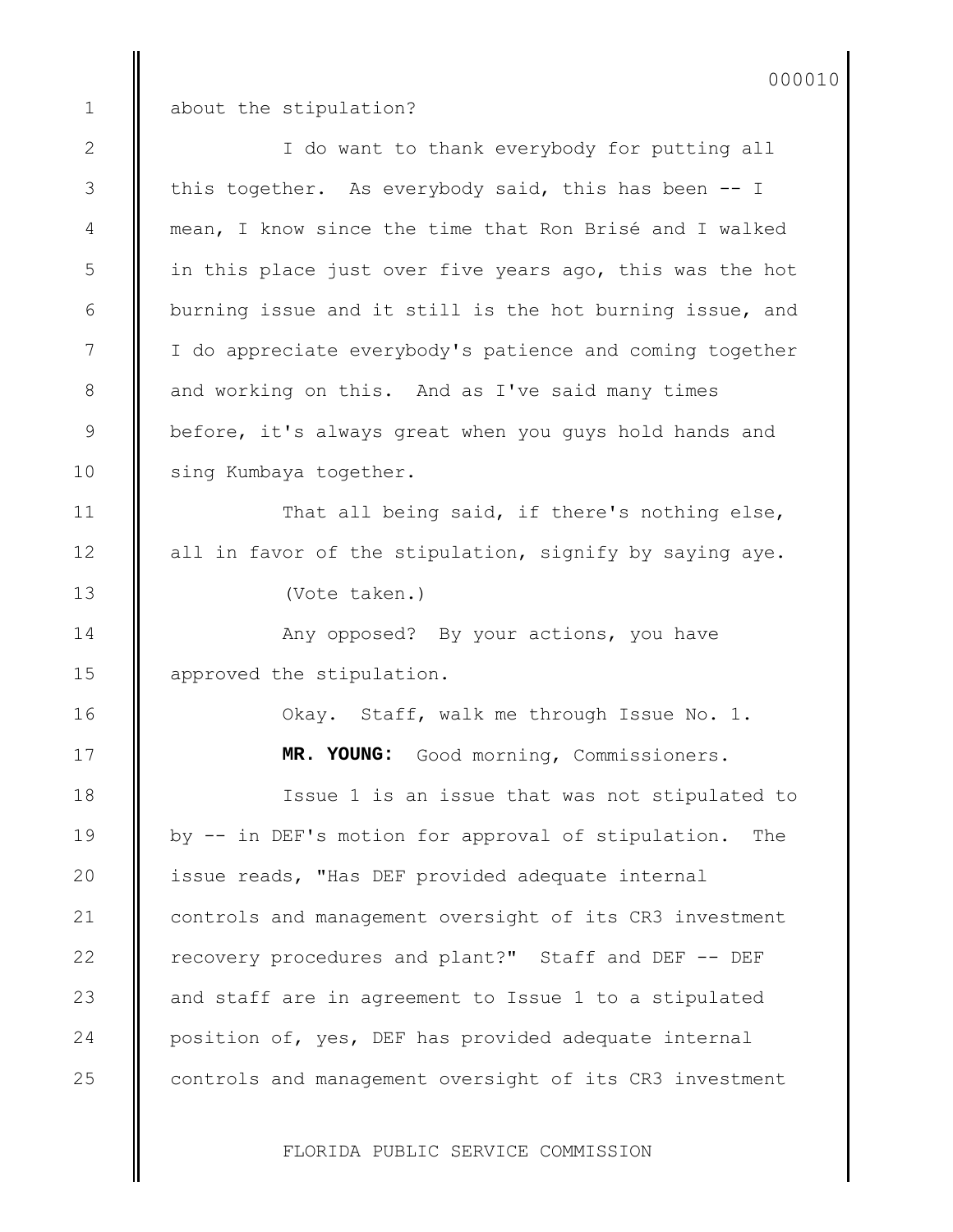about the stipulation?

I do want to thank everybody for putting all this together. As everybody said, this has been -- I mean, I know since the time that Ron Brisé and I walked in this place just over five years ago, this was the hot burning issue and it still is the hot burning issue, and I do appreciate everybody's patience and coming together and working on this. And as I've said many times before, it's always great when you guys hold hands and sing Kumbaya together.

That all being said, if there's nothing else, all in favor of the stipulation, signify by saying aye.

(Vote taken.)

Any opposed? By your actions, you have approved the stipulation.

Okay. Staff, walk me through Issue No. 1.

**MR. YOUNG:** Good morning, Commissioners.

Issue 1 is an issue that was not stipulated to by -- in DEF's motion for approval of stipulation. The issue reads, "Has DEF provided adequate internal controls and management oversight of its CR3 investment recovery procedures and plant?" Staff and DEF -- DEF and staff are in agreement to Issue 1 to a stipulated position of, yes, DEF has provided adequate internal controls and management oversight of its CR3 investment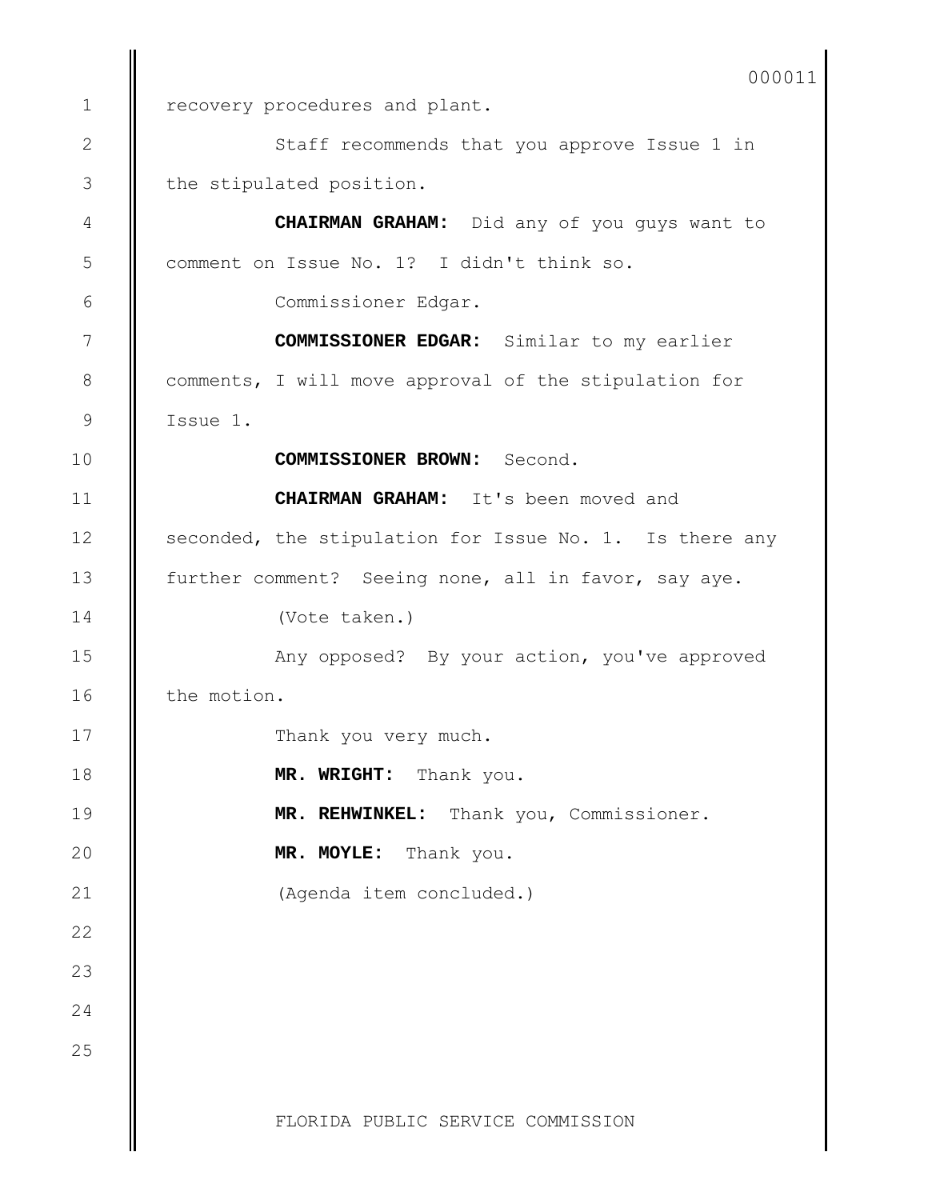recovery procedures and plant.

Staff recommends that you approve Issue 1 in the stipulated position.

**CHAIRMAN GRAHAM:** Did any of you guys want to comment on Issue No. 1? I didn't think so.

Commissioner Edgar.

**COMMISSIONER EDGAR:** Similar to my earlier comments, I will move approval of the stipulation for Issue 1.

**COMMISSIONER BROWN:** Second.

**CHAIRMAN GRAHAM:** It's been moved and seconded, the stipulation for Issue No. 1. Is there any further comment? Seeing none, all in favor, say aye.

(Vote taken.)

Any opposed? By your action, you've approved the motion.

Thank you very much.

**MR. WRIGHT:** Thank you.

**MR. REHWINKEL:** Thank you, Commissioner.

**MR. MOYLE:** Thank you.

(Agenda item concluded.)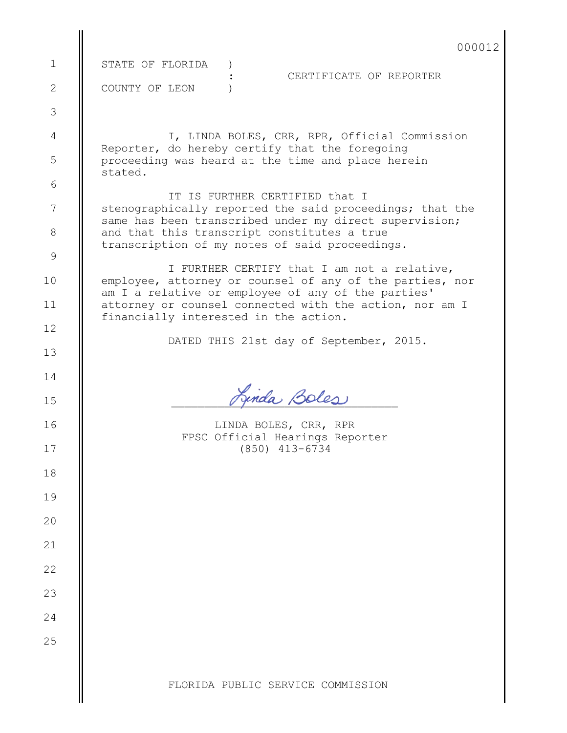STATE OF FLORIDA )
: CERTIFICATE OF REPORTER
COUNTY OF LEON )

I, LINDA BOLES, CRR, RPR, Official Commission Reporter, do hereby certify that the foregoing proceeding was heard at the time and place herein stated.

IT IS FURTHER CERTIFIED that I stenographically reported the said proceedings; that the same has been transcribed under my direct supervision; and that this transcript constitutes a true transcription of my notes of said proceedings.

I FURTHER CERTIFY that I am not a relative, employee, attorney or counsel of any of the parties, nor am I a relative or employee of any of the parties' attorney or counsel connected with the action, nor am I financially interested in the action.

DATED THIS 21st day of September, 2015.

Linda Boles
______________________________

LINDA BOLES, CRR, RPR
FPSC Official Hearings Reporter
(850) 413-6734